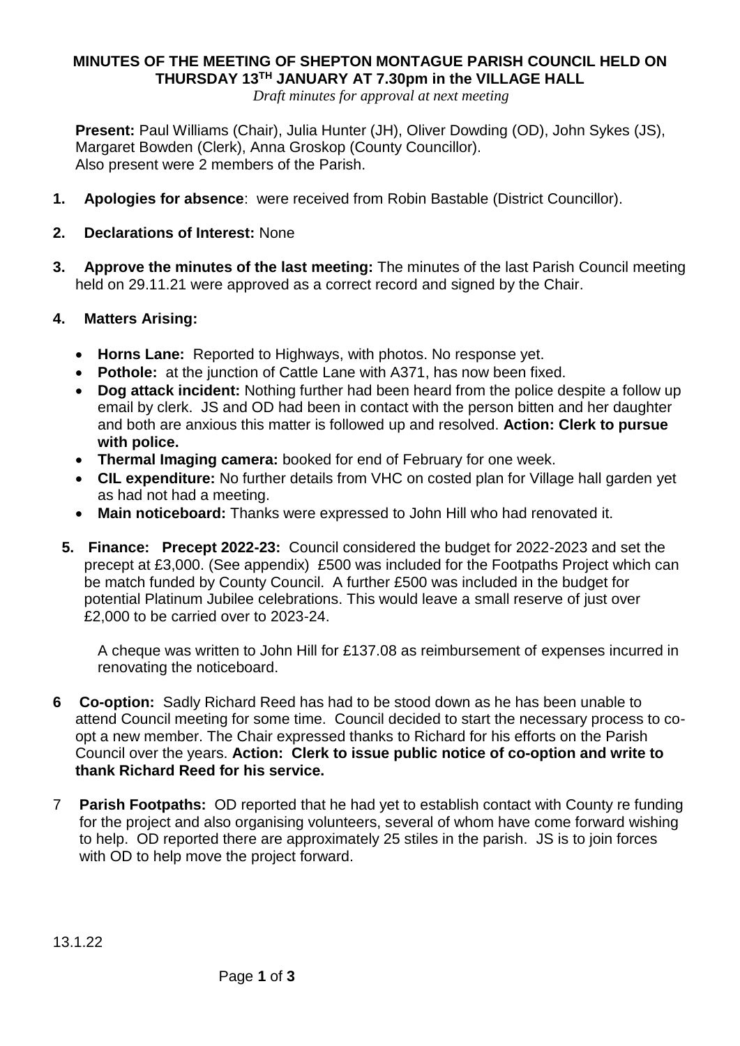# MINUTES OF THE MEETING OF SHEPTON MONTAGUE PARISH COUNCIL HELD ON THURSDAY 13TH JANUARY AT 7.30pm in the VILLAGE HALL

*Draft minutes for approval at next meeting*

**Present:** Paul Williams (Chair), Julia Hunter (JH), Oliver Dowding (OD), John Sykes (JS), Margaret Bowden (Clerk), Anna Groskop (County Councillor).
Also present were 2 members of the Parish.

1. **Apologies for absence**: were received from Robin Bastable (District Councillor).

2. **Declarations of Interest:** None

3. **Approve the minutes of the last meeting:** The minutes of the last Parish Council meeting held on 29.11.21 were approved as a correct record and signed by the Chair.

4. **Matters Arising:**
   - **Horns Lane:** Reported to Highways, with photos. No response yet.
   - **Pothole:** at the junction of Cattle Lane with A371, has now been fixed.
   - **Dog attack incident:** Nothing further had been heard from the police despite a follow up email by clerk. JS and OD had been in contact with the person bitten and her daughter and both are anxious this matter is followed up and resolved. **Action: Clerk to pursue with police.**
   - **Thermal Imaging camera:** booked for end of February for one week.
   - **CIL expenditure:** No further details from VHC on costed plan for Village hall garden yet as had not had a meeting.
   - **Main noticeboard:** Thanks were expressed to John Hill who had renovated it.

5. **Finance: Precept 2022-23:** Council considered the budget for 2022-2023 and set the precept at £3,000. (See appendix) £500 was included for the Footpaths Project which can be match funded by County Council. A further £500 was included in the budget for potential Platinum Jubilee celebrations. This would leave a small reserve of just over £2,000 to be carried over to 2023-24.

   A cheque was written to John Hill for £137.08 as reimbursement of expenses incurred in renovating the noticeboard.

6. **Co-option:** Sadly Richard Reed has had to be stood down as he has been unable to attend Council meeting for some time. Council decided to start the necessary process to co-opt a new member. The Chair expressed thanks to Richard for his efforts on the Parish Council over the years. **Action: Clerk to issue public notice of co-option and write to thank Richard Reed for his service.**

7. **Parish Footpaths:** OD reported that he had yet to establish contact with County re funding for the project and also organising volunteers, several of whom have come forward wishing to help. OD reported there are approximately 25 stiles in the parish. JS is to join forces with OD to help move the project forward.

13.1.22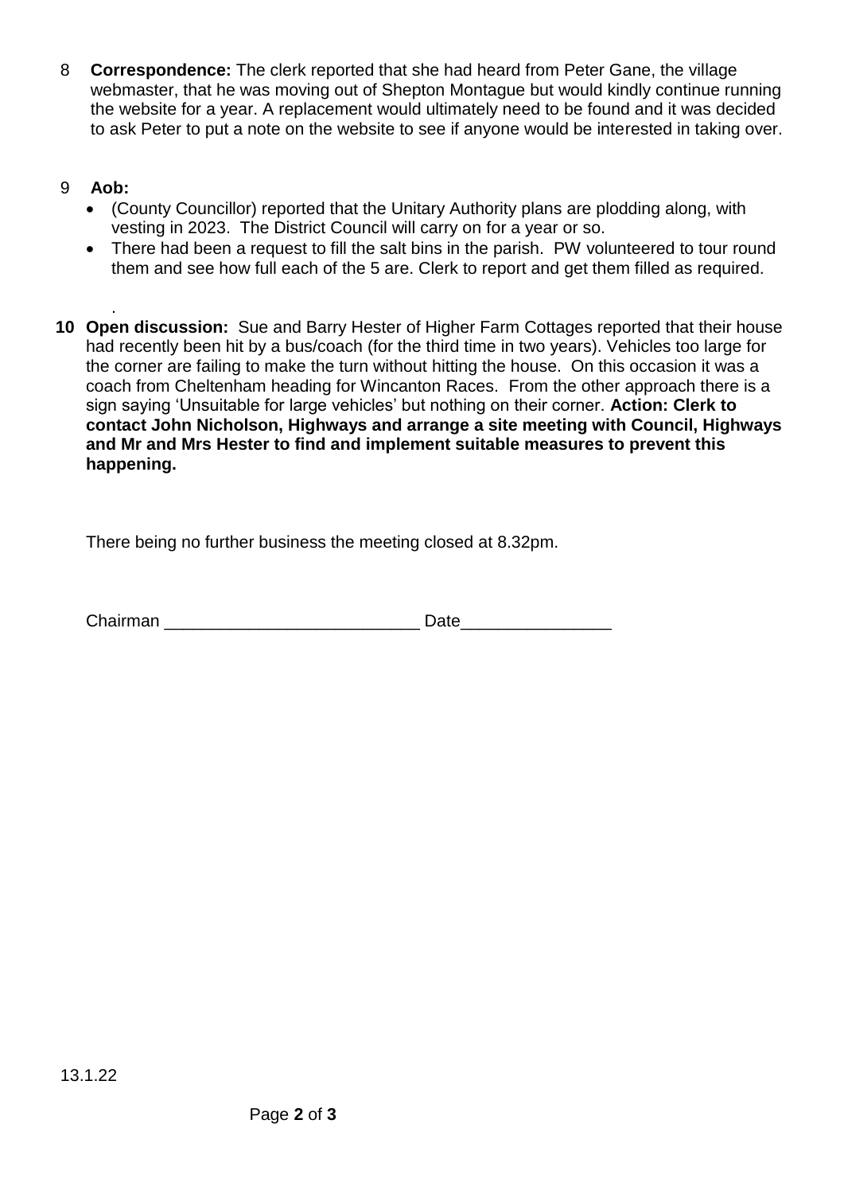8 **Correspondence:** The clerk reported that she had heard from Peter Gane, the village webmaster, that he was moving out of Shepton Montague but would kindly continue running the website for a year. A replacement would ultimately need to be found and it was decided to ask Peter to put a note on the website to see if anyone would be interested in taking over.

9 **Aob:**

- (County Councillor) reported that the Unitary Authority plans are plodding along, with vesting in 2023. The District Council will carry on for a year or so.
- There had been a request to fill the salt bins in the parish. PW volunteered to tour round them and see how full each of the 5 are. Clerk to report and get them filled as required.

.

**10 Open discussion:** Sue and Barry Hester of Higher Farm Cottages reported that their house had recently been hit by a bus/coach (for the third time in two years). Vehicles too large for the corner are failing to make the turn without hitting the house. On this occasion it was a coach from Cheltenham heading for Wincanton Races. From the other approach there is a sign saying 'Unsuitable for large vehicles' but nothing on their corner. **Action: Clerk to contact John Nicholson, Highways and arrange a site meeting with Council, Highways and Mr and Mrs Hester to find and implement suitable measures to prevent this happening.**

There being no further business the meeting closed at 8.32pm.

Chairman ___________________________ Date________________

13.1.22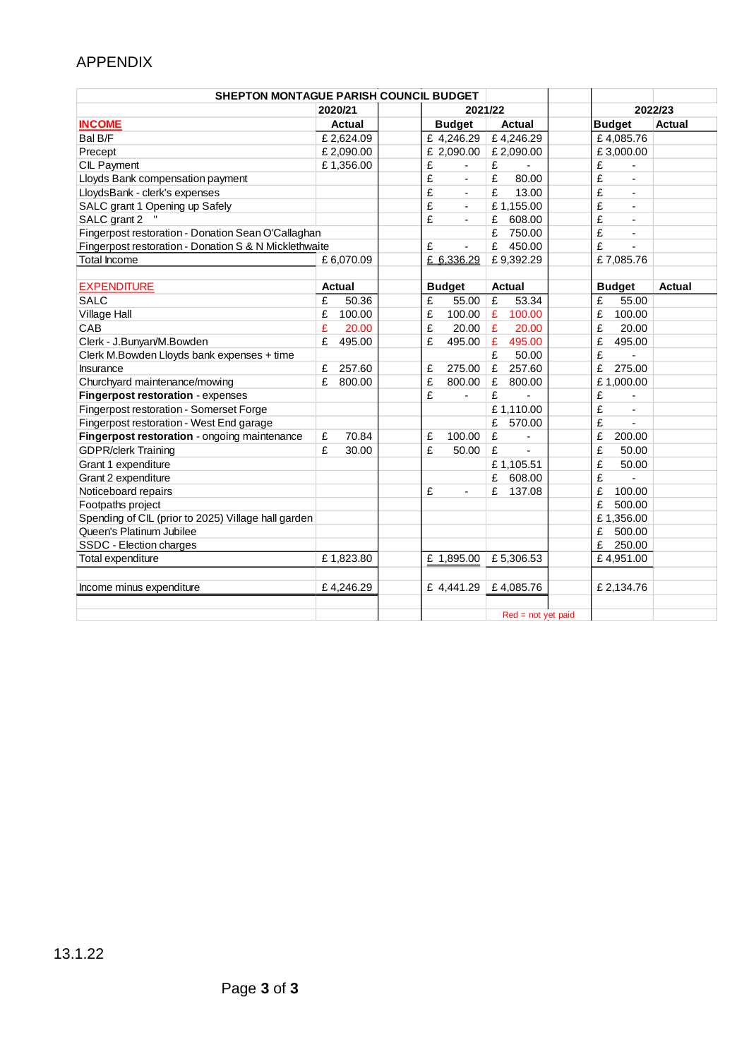APPENDIX

| SHEPTON MONTAGUE PARISH COUNCIL BUDGET | | | | | | |
|---|---|---|---|---|---|---|
| | 2020/21 | | 2021/22 | | 2022/23 | |
| **INCOME** | **Actual** | | **Budget** | **Actual** | **Budget** | **Actual** |
| Bal B/F | £ 2,624.09 | | £ 4,246.29 | £ 4,246.29 | £ 4,085.76 | |
| Precept | £ 2,090.00 | | £ 2,090.00 | £ 2,090.00 | £ 3,000.00 | |
| CIL Payment | £ 1,356.00 | | £ - | £ - | £ - | |
| Lloyds Bank compensation payment | | | £ - | £ 80.00 | £ - | |
| LloydsBank - clerk's expenses | | | £ - | £ 13.00 | £ - | |
| SALC grant 1 Opening up Safely | | | £ - | £ 1,155.00 | £ - | |
| SALC grant 2 " | | | £ - | £ 608.00 | £ - | |
| Fingerpost restoration - Donation Sean O'Callaghan | | | | £ 750.00 | £ - | |
| Fingerpost restoration - Donation S & N Micklethwaite | | | £ - | £ 450.00 | £ - | |
| Total Income | £ 6,070.09 | | £ 6,336.29 | £ 9,392.29 | £ 7,085.76 | |
| | | | | | | |
| **EXPENDITURE** | **Actual** | | **Budget** | **Actual** | **Budget** | **Actual** |
| SALC | £ 50.36 | | £ 55.00 | £ 53.34 | £ 55.00 | |
| Village Hall | £ 100.00 | | £ 100.00 | £ 100.00 | £ 100.00 | |
| CAB | £ 20.00 | | £ 20.00 | £ 20.00 | £ 20.00 | |
| Clerk - J.Bunyan/M.Bowden | £ 495.00 | | £ 495.00 | £ 495.00 | £ 495.00 | |
| Clerk M.Bowden Lloyds bank expenses + time | | | | £ 50.00 | £ - | |
| Insurance | £ 257.60 | | £ 275.00 | £ 257.60 | £ 275.00 | |
| Churchyard maintenance/mowing | £ 800.00 | | £ 800.00 | £ 800.00 | £ 1,000.00 | |
| **Fingerpost restoration** - expenses | | | £ - | £ - | £ - | |
| Fingerpost restoration - Somerset Forge | | | | £ 1,110.00 | £ - | |
| Fingerpost restoration - West End garage | | | | £ 570.00 | £ - | |
| **Fingerpost restoration** - ongoing maintenance | £ 70.84 | | £ 100.00 | £ - | £ 200.00 | |
| GDPR/clerk Training | £ 30.00 | | £ 50.00 | £ - | £ 50.00 | |
| Grant 1 expenditure | | | | £ 1,105.51 | £ 50.00 | |
| Grant 2 expenditure | | | | £ 608.00 | £ - | |
| Noticeboard repairs | | | £ - | £ 137.08 | £ 100.00 | |
| Footpaths project | | | | | £ 500.00 | |
| Spending of CIL (prior to 2025) Village hall garden | | | | | £ 1,356.00 | |
| Queen's Platinum Jubilee | | | | | £ 500.00 | |
| SSDC - Election charges | | | | | £ 250.00 | |
| Total expenditure | £ 1,823.80 | | £ 1,895.00 | £ 5,306.53 | £ 4,951.00 | |
| | | | | | | |
| Income minus expenditure | £ 4,246.29 | | £ 4,441.29 | £ 4,085.76 | £ 2,134.76 | |
| | | | | | | |
| | | | | Red = not yet paid | | |

13.1.22